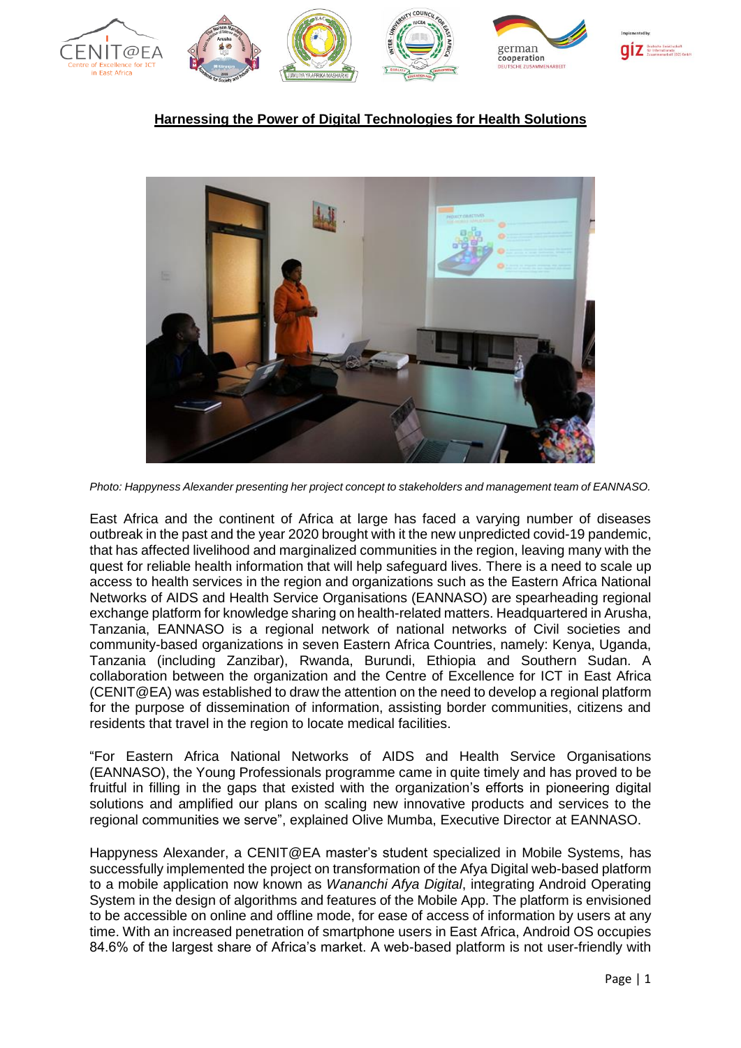**Harnessing the Power of Digital Technologies for Health Solutions**

*Photo: Happyness Alexander presenting her project concept to stakeholders and management team of EANNASO.*

East Africa and the continent of Africa at large has faced a varying number of diseases outbreak in the past and the year 2020 brought with it the new unpredicted covid-19 pandemic, that has affected livelihood and marginalized communities in the region, leaving many with the quest for reliable health information that will help safeguard lives. There is a need to scale up access to health services in the region and organizations such as the Eastern Africa National Networks of AIDS and Health Service Organisations (EANNASO) are spearheading regional exchange platform for knowledge sharing on health-related matters. Headquartered in Arusha, Tanzania, EANNASO is a regional network of national networks of Civil societies and community-based organizations in seven Eastern Africa Countries, namely: Kenya, Uganda, Tanzania (including Zanzibar), Rwanda, Burundi, Ethiopia and Southern Sudan. A collaboration between the organization and the Centre of Excellence for ICT in East Africa (CENIT@EA) was established to draw the attention on the need to develop a regional platform for the purpose of dissemination of information, assisting border communities, citizens and residents that travel in the region to locate medical facilities.

"For Eastern Africa National Networks of AIDS and Health Service Organisations (EANNASO), the Young Professionals programme came in quite timely and has proved to be fruitful in filling in the gaps that existed with the organization's efforts in pioneering digital solutions and amplified our plans on scaling new innovative products and services to the regional communities we serve", explained Olive Mumba, Executive Director at EANNASO.

Happyness Alexander, a CENIT@EA master's student specialized in Mobile Systems, has successfully implemented the project on transformation of the Afya Digital web-based platform to a mobile application now known as *Wananchi Afya Digital*, integrating Android Operating System in the design of algorithms and features of the Mobile App. The platform is envisioned to be accessible on online and offline mode, for ease of access of information by users at any time. With an increased penetration of smartphone users in East Africa, Android OS occupies 84.6% of the largest share of Africa's market. A web-based platform is not user-friendly with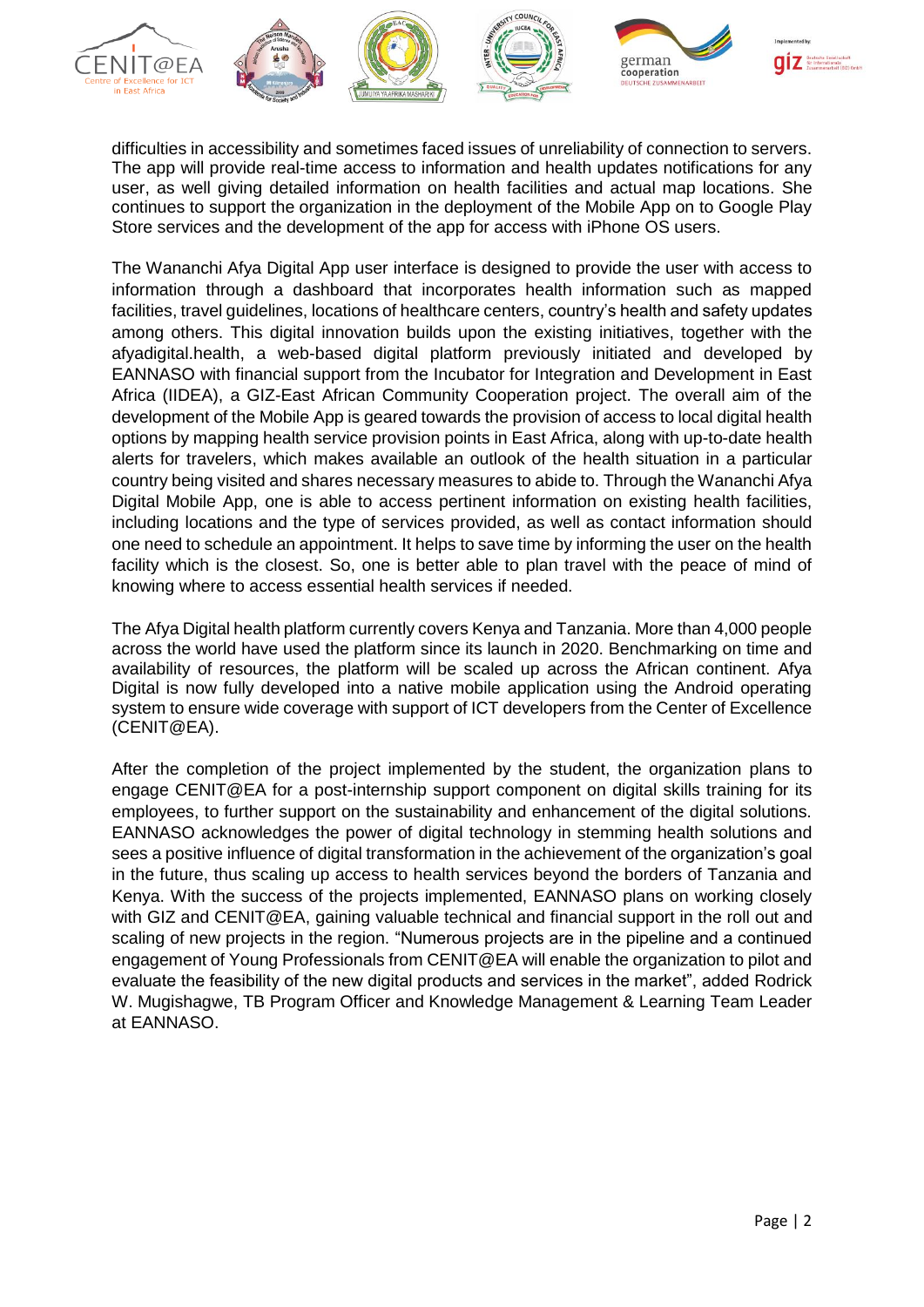difficulties in accessibility and sometimes faced issues of unreliability of connection to servers. The app will provide real-time access to information and health updates notifications for any user, as well giving detailed information on health facilities and actual map locations. She continues to support the organization in the deployment of the Mobile App on to Google Play Store services and the development of the app for access with iPhone OS users.

The Wananchi Afya Digital App user interface is designed to provide the user with access to information through a dashboard that incorporates health information such as mapped facilities, travel guidelines, locations of healthcare centers, country's health and safety updates among others. This digital innovation builds upon the existing initiatives, together with the afyadigital.health, a web-based digital platform previously initiated and developed by EANNASO with financial support from the Incubator for Integration and Development in East Africa (IIDEA), a GIZ-East African Community Cooperation project. The overall aim of the development of the Mobile App is geared towards the provision of access to local digital health options by mapping health service provision points in East Africa, along with up-to-date health alerts for travelers, which makes available an outlook of the health situation in a particular country being visited and shares necessary measures to abide to. Through the Wananchi Afya Digital Mobile App, one is able to access pertinent information on existing health facilities, including locations and the type of services provided, as well as contact information should one need to schedule an appointment. It helps to save time by informing the user on the health facility which is the closest. So, one is better able to plan travel with the peace of mind of knowing where to access essential health services if needed.

The Afya Digital health platform currently covers Kenya and Tanzania. More than 4,000 people across the world have used the platform since its launch in 2020. Benchmarking on time and availability of resources, the platform will be scaled up across the African continent. Afya Digital is now fully developed into a native mobile application using the Android operating system to ensure wide coverage with support of ICT developers from the Center of Excellence (CENIT@EA).

After the completion of the project implemented by the student, the organization plans to engage CENIT@EA for a post-internship support component on digital skills training for its employees, to further support on the sustainability and enhancement of the digital solutions. EANNASO acknowledges the power of digital technology in stemming health solutions and sees a positive influence of digital transformation in the achievement of the organization's goal in the future, thus scaling up access to health services beyond the borders of Tanzania and Kenya. With the success of the projects implemented, EANNASO plans on working closely with GIZ and CENIT@EA, gaining valuable technical and financial support in the roll out and scaling of new projects in the region. "Numerous projects are in the pipeline and a continued engagement of Young Professionals from CENIT@EA will enable the organization to pilot and evaluate the feasibility of the new digital products and services in the market", added Rodrick W. Mugishagwe, TB Program Officer and Knowledge Management & Learning Team Leader at EANNASO.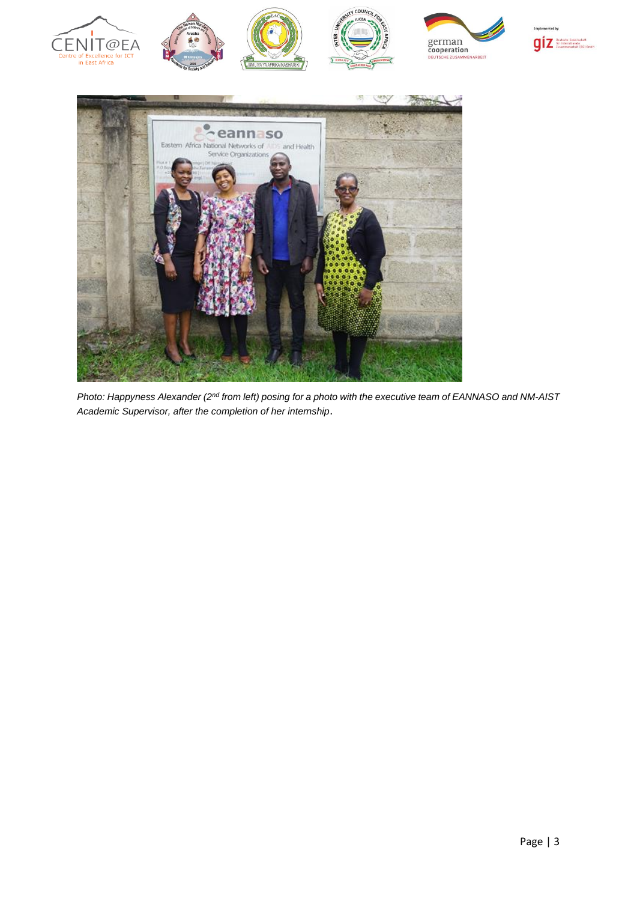*Photo: Happyness Alexander (2nd from left) posing for a photo with the executive team of EANNASO and NM-AIST Academic Supervisor, after the completion of her internship*.